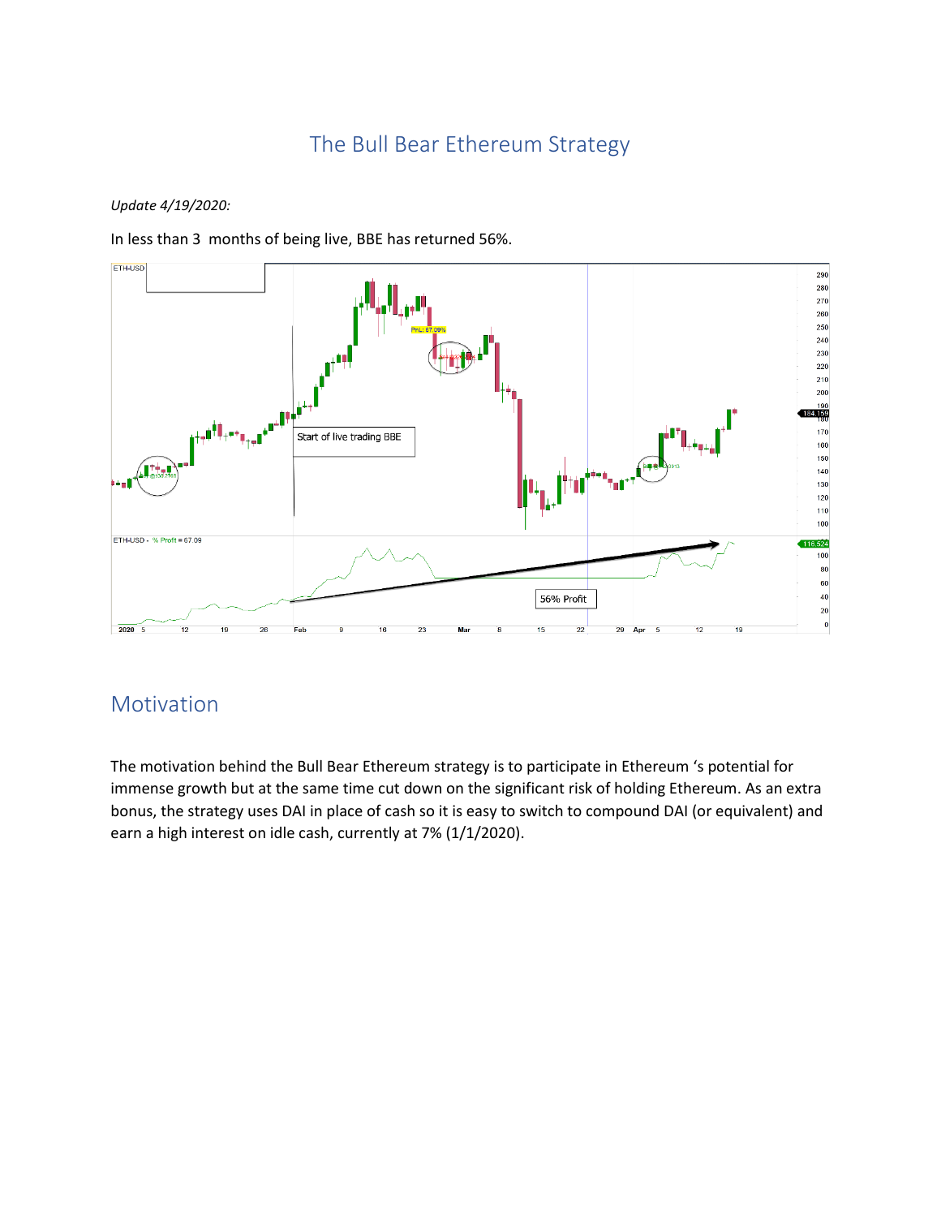# The Bull Bear Ethereum Strategy

*Update 4/19/2020:*

In less than 3 months of being live, BBE has returned 56%.

## Motivation

The motivation behind the Bull Bear Ethereum strategy is to participate in Ethereum 's potential for immense growth but at the same time cut down on the significant risk of holding Ethereum. As an extra bonus, the strategy uses DAI in place of cash so it is easy to switch to compound DAI (or equivalent) and earn a high interest on idle cash, currently at 7% (1/1/2020).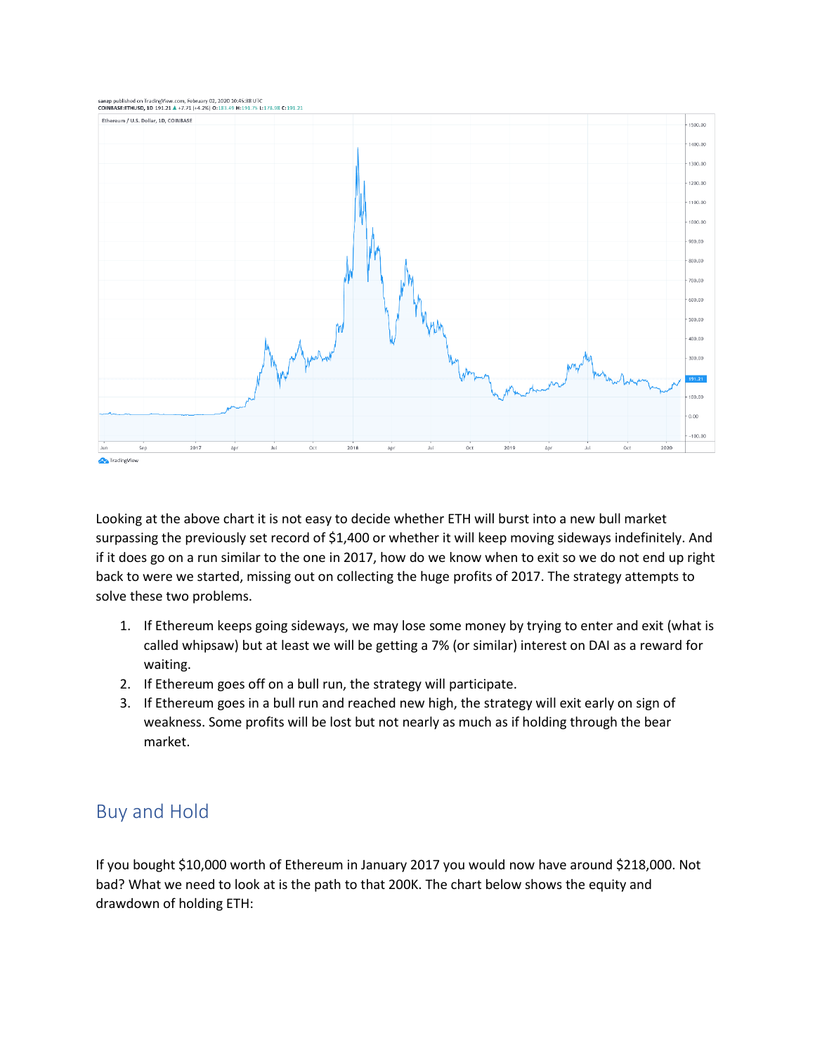Looking at the above chart it is not easy to decide whether ETH will burst into a new bull market surpassing the previously set record of $1,400 or whether it will keep moving sideways indefinitely. And if it does go on a run similar to the one in 2017, how do we know when to exit so we do not end up right back to were we started, missing out on collecting the huge profits of 2017. The strategy attempts to solve these two problems.

1. If Ethereum keeps going sideways, we may lose some money by trying to enter and exit (what is called whipsaw) but at least we will be getting a 7% (or similar) interest on DAI as a reward for waiting.
2. If Ethereum goes off on a bull run, the strategy will participate.
3. If Ethereum goes in a bull run and reached new high, the strategy will exit early on sign of weakness. Some profits will be lost but not nearly as much as if holding through the bear market.

## Buy and Hold

If you bought $10,000 worth of Ethereum in January 2017 you would now have around $218,000. Not bad? What we need to look at is the path to that 200K. The chart below shows the equity and drawdown of holding ETH: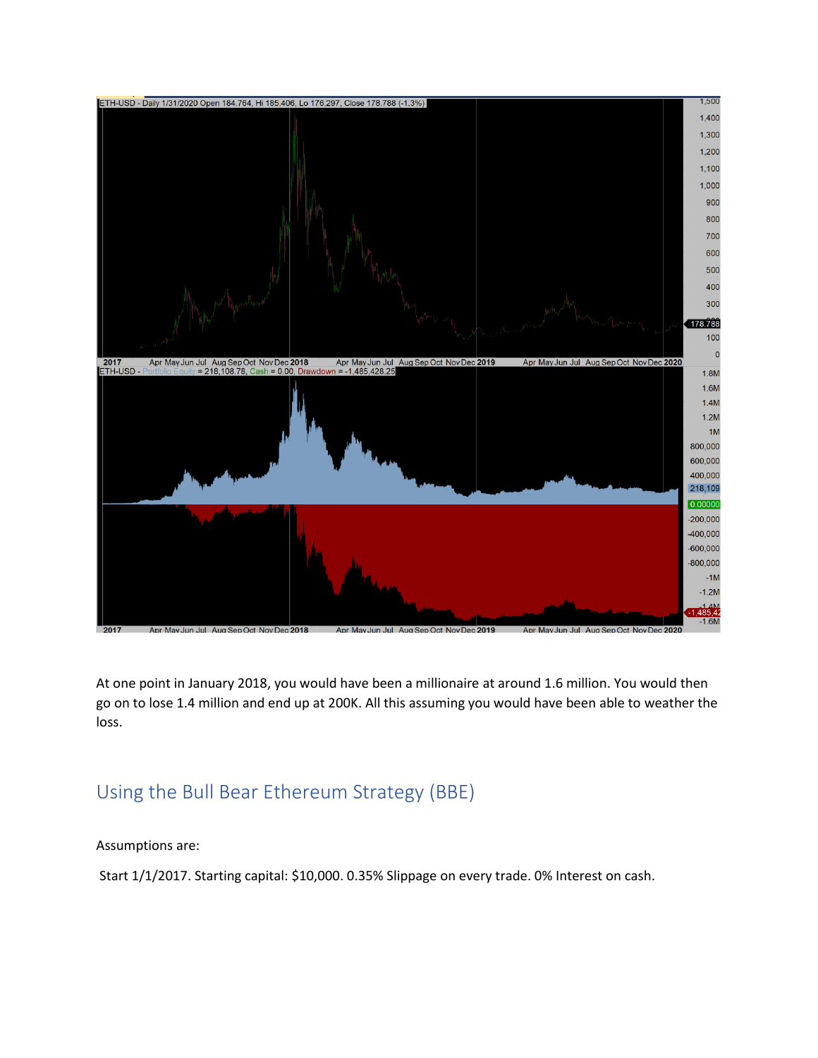At one point in January 2018, you would have been a millionaire at around 1.6 million. You would then go on to lose 1.4 million and end up at 200K. All this assuming you would have been able to weather the loss.

## Using the Bull Bear Ethereum Strategy (BBE)

Assumptions are:

Start 1/1/2017. Starting capital: $10,000. 0.35% Slippage on every trade. 0% Interest on cash.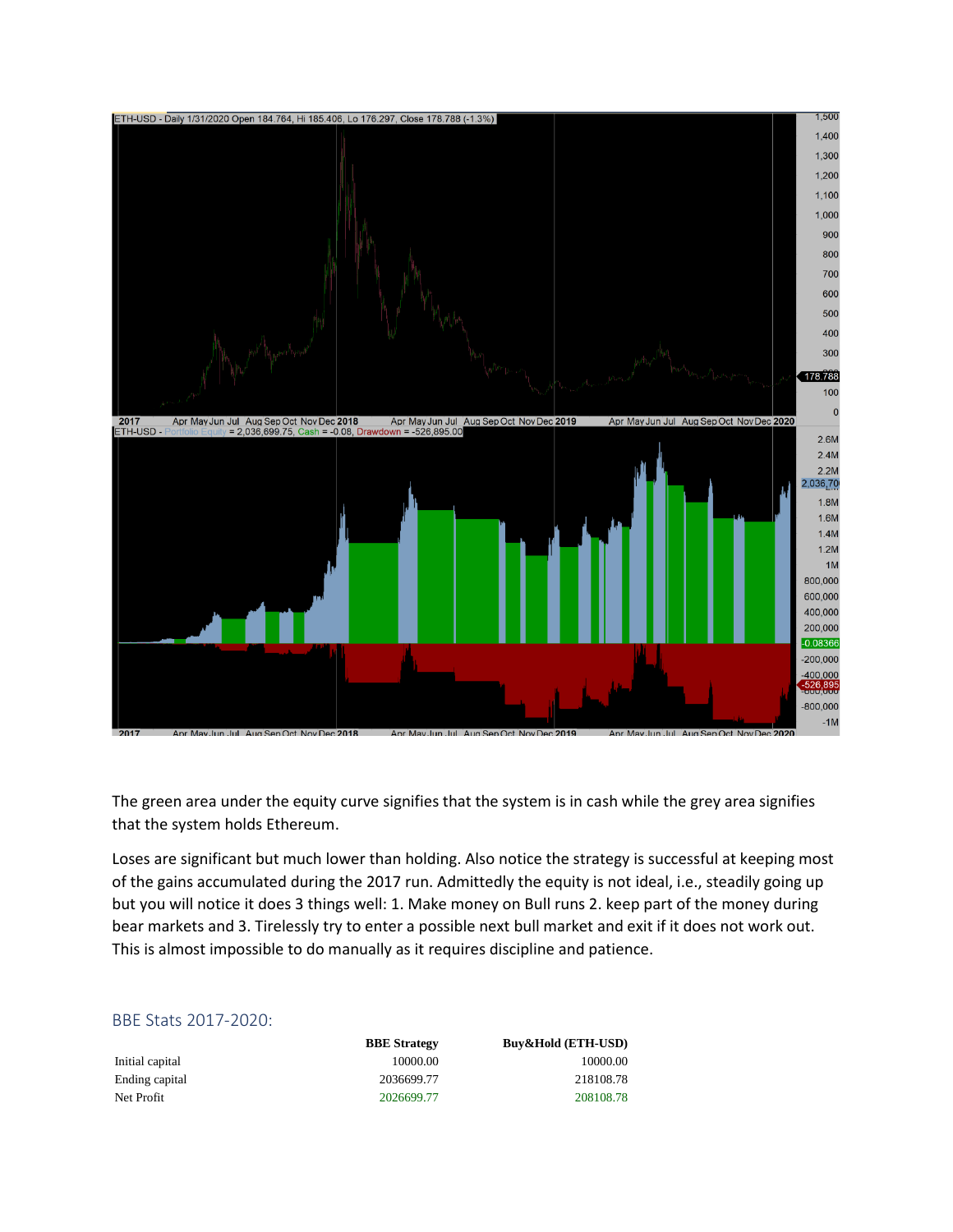The green area under the equity curve signifies that the system is in cash while the grey area signifies that the system holds Ethereum.

Loses are significant but much lower than holding. Also notice the strategy is successful at keeping most of the gains accumulated during the 2017 run. Admittedly the equity is not ideal, i.e., steadily going up but you will notice it does 3 things well: 1. Make money on Bull runs 2. keep part of the money during bear markets and 3. Tirelessly try to enter a possible next bull market and exit if it does not work out. This is almost impossible to do manually as it requires discipline and patience.

## BBE Stats 2017-2020:

| | BBE Strategy | Buy&Hold (ETH-USD) |
|---|---|---|
| Initial capital | 10000.00 | 10000.00 |
| Ending capital | 2036699.77 | 218108.78 |
| Net Profit | 2026699.77 | 208108.78 |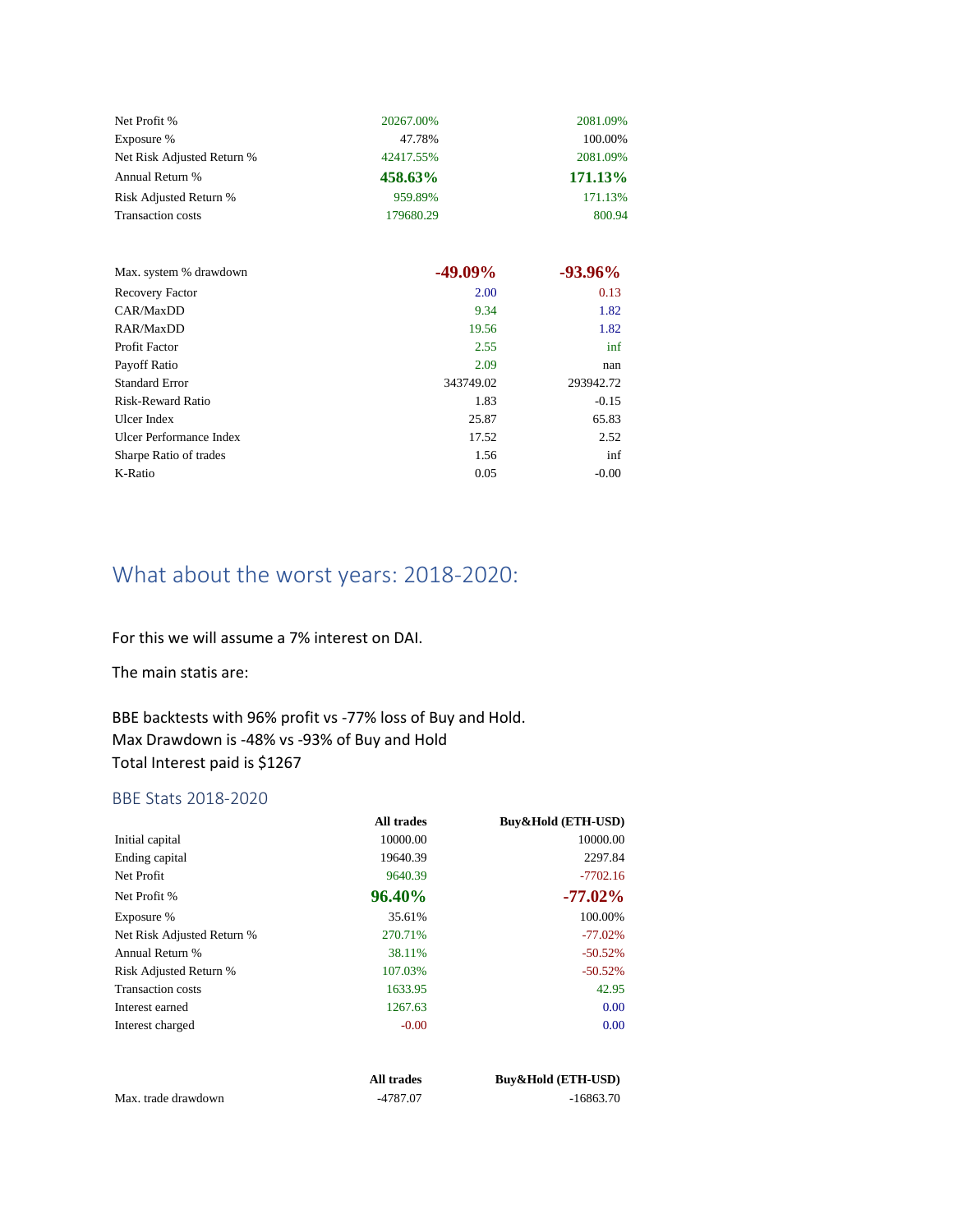| | | |
|---|---|---|
| Net Profit % | 20267.00% | 2081.09% |
| Exposure % | 47.78% | 100.00% |
| Net Risk Adjusted Return % | 42417.55% | 2081.09% |
| Annual Return % | **458.63%** | **171.13%** |
| Risk Adjusted Return % | 959.89% | 171.13% |
| Transaction costs | 179680.29 | 800.94 |

| | | |
|---|---|---|
| Max. system % drawdown | **-49.09%** | **-93.96%** |
| Recovery Factor | 2.00 | 0.13 |
| CAR/MaxDD | 9.34 | 1.82 |
| RAR/MaxDD | 19.56 | 1.82 |
| Profit Factor | 2.55 | inf |
| Payoff Ratio | 2.09 | nan |
| Standard Error | 343749.02 | 293942.72 |
| Risk-Reward Ratio | 1.83 | -0.15 |
| Ulcer Index | 25.87 | 65.83 |
| Ulcer Performance Index | 17.52 | 2.52 |
| Sharpe Ratio of trades | 1.56 | inf |
| K-Ratio | 0.05 | -0.00 |

# What about the worst years: 2018-2020:

For this we will assume a 7% interest on DAI.

The main statis are:

BBE backtests with 96% profit vs -77% loss of Buy and Hold.
Max Drawdown is -48% vs -93% of Buy and Hold
Total Interest paid is $1267

## BBE Stats 2018-2020

| | All trades | Buy&Hold (ETH-USD) |
|---|---|---|
| Initial capital | 10000.00 | 10000.00 |
| Ending capital | 19640.39 | 2297.84 |
| Net Profit | 9640.39 | -7702.16 |
| Net Profit % | **96.40%** | **-77.02%** |
| Exposure % | 35.61% | 100.00% |
| Net Risk Adjusted Return % | 270.71% | -77.02% |
| Annual Return % | 38.11% | -50.52% |
| Risk Adjusted Return % | 107.03% | -50.52% |
| Transaction costs | 1633.95 | 42.95 |
| Interest earned | 1267.63 | 0.00 |
| Interest charged | -0.00 | 0.00 |

| | All trades | Buy&Hold (ETH-USD) |
|---|---|---|
| Max. trade drawdown | -4787.07 | -16863.70 |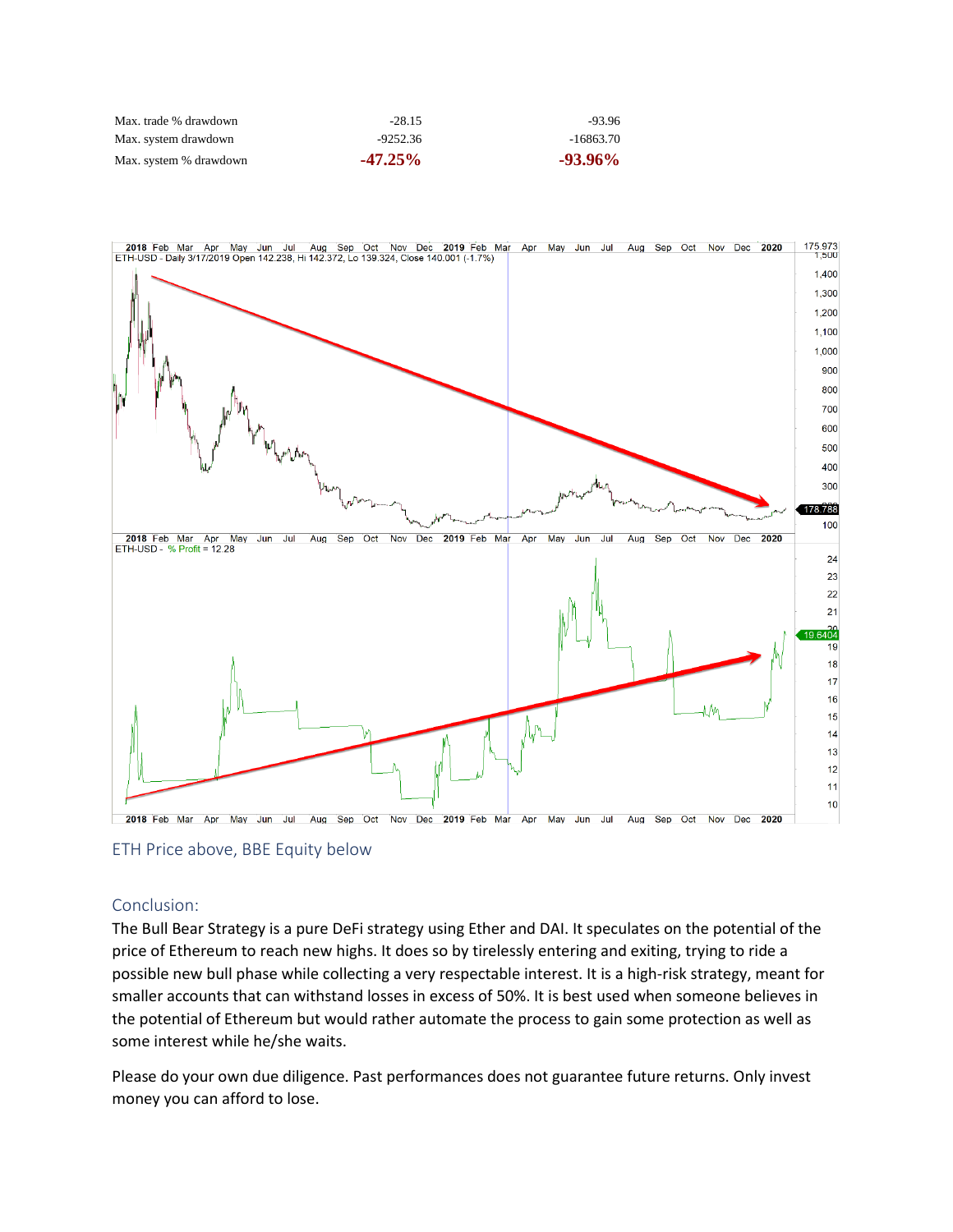| | | |
|---|---|---|
| Max. trade % drawdown | -28.15 | -93.96 |
| Max. system drawdown | -9252.36 | -16863.70 |
| Max. system % drawdown | **-47.25%** | **-93.96%** |

ETH Price above, BBE Equity below

## Conclusion:

The Bull Bear Strategy is a pure DeFi strategy using Ether and DAI. It speculates on the potential of the price of Ethereum to reach new highs. It does so by tirelessly entering and exiting, trying to ride a possible new bull phase while collecting a very respectable interest. It is a high-risk strategy, meant for smaller accounts that can withstand losses in excess of 50%. It is best used when someone believes in the potential of Ethereum but would rather automate the process to gain some protection as well as some interest while he/she waits.

Please do your own due diligence. Past performances does not guarantee future returns. Only invest money you can afford to lose.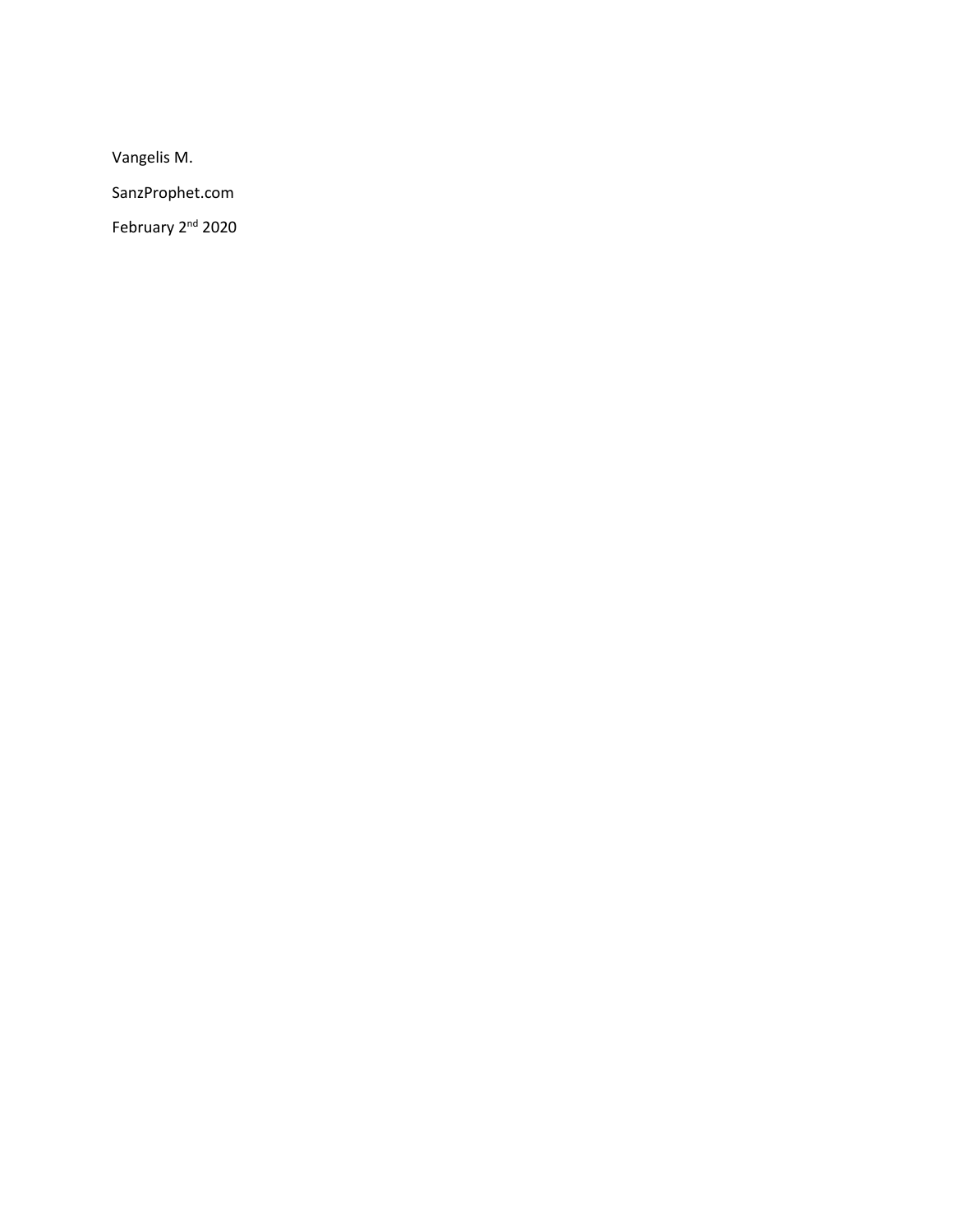Vangelis M.

SanzProphet.com

February 2nd 2020